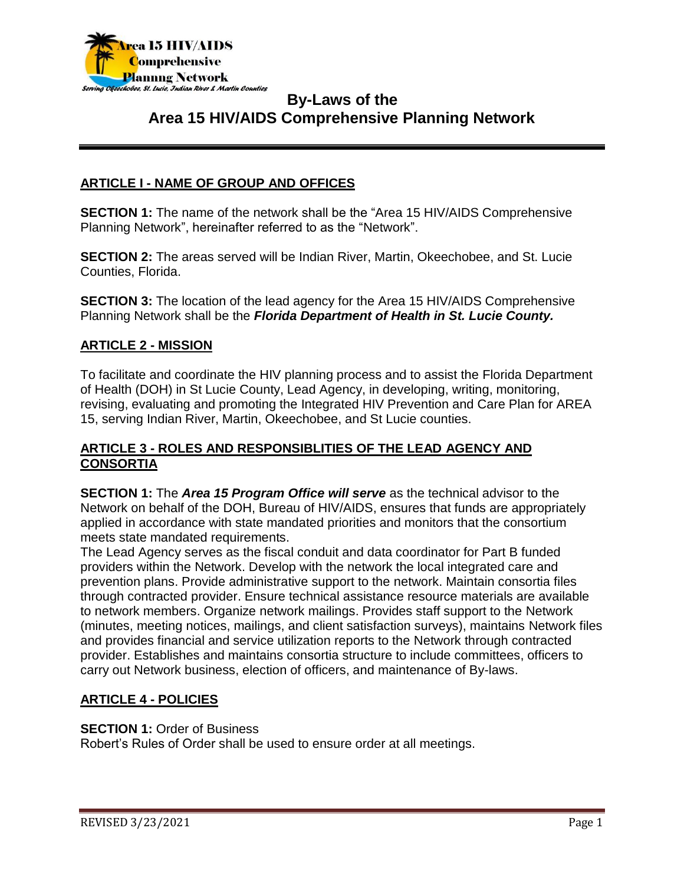# By-Laws of the Area 15 HIV/AIDS Comprehensive Planning Network

## ARTICLE I - NAME OF GROUP AND OFFICES

**SECTION 1:** The name of the network shall be the "Area 15 HIV/AIDS Comprehensive Planning Network", hereinafter referred to as the "Network".

**SECTION 2:** The areas served will be Indian River, Martin, Okeechobee, and St. Lucie Counties, Florida.

**SECTION 3:** The location of the lead agency for the Area 15 HIV/AIDS Comprehensive Planning Network shall be the ***Florida Department of Health in St. Lucie County.***

## ARTICLE 2 - MISSION

To facilitate and coordinate the HIV planning process and to assist the Florida Department of Health (DOH) in St Lucie County, Lead Agency, in developing, writing, monitoring, revising, evaluating and promoting the Integrated HIV Prevention and Care Plan for AREA 15, serving Indian River, Martin, Okeechobee, and St Lucie counties.

## ARTICLE 3 - ROLES AND RESPONSIBLITIES OF THE LEAD AGENCY AND CONSORTIA

**SECTION 1:** The ***Area 15 Program Office will serve*** as the technical advisor to the Network on behalf of the DOH, Bureau of HIV/AIDS, ensures that funds are appropriately applied in accordance with state mandated priorities and monitors that the consortium meets state mandated requirements.

The Lead Agency serves as the fiscal conduit and data coordinator for Part B funded providers within the Network. Develop with the network the local integrated care and prevention plans. Provide administrative support to the network. Maintain consortia files through contracted provider. Ensure technical assistance resource materials are available to network members. Organize network mailings. Provides staff support to the Network (minutes, meeting notices, mailings, and client satisfaction surveys), maintains Network files and provides financial and service utilization reports to the Network through contracted provider. Establishes and maintains consortia structure to include committees, officers to carry out Network business, election of officers, and maintenance of By-laws.

## ARTICLE 4 - POLICIES

**SECTION 1:** Order of Business
Robert's Rules of Order shall be used to ensure order at all meetings.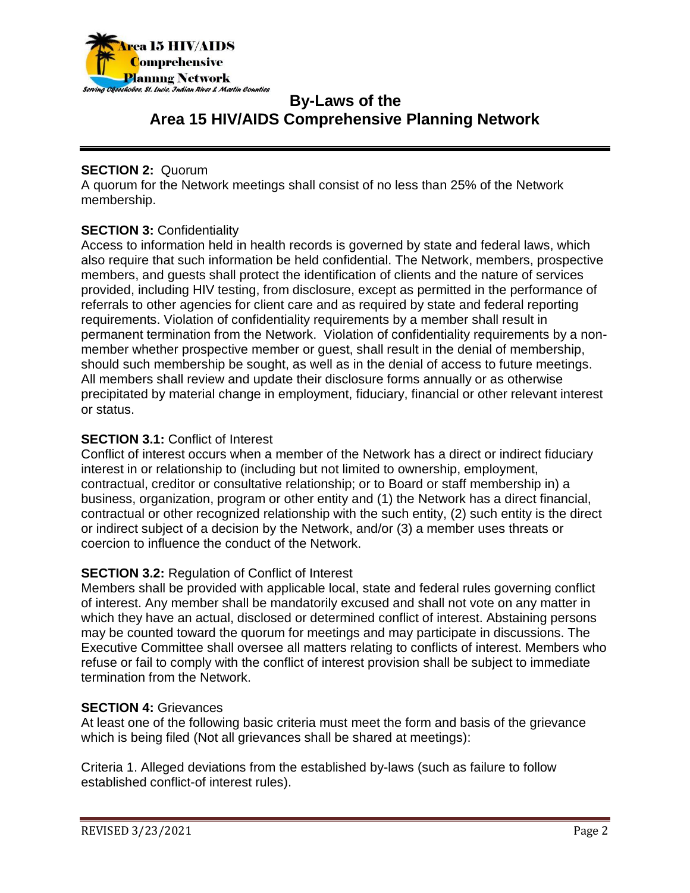**SECTION 2:** Quorum

A quorum for the Network meetings shall consist of no less than 25% of the Network membership.

**SECTION 3:** Confidentiality

Access to information held in health records is governed by state and federal laws, which also require that such information be held confidential. The Network, members, prospective members, and guests shall protect the identification of clients and the nature of services provided, including HIV testing, from disclosure, except as permitted in the performance of referrals to other agencies for client care and as required by state and federal reporting requirements. Violation of confidentiality requirements by a member shall result in permanent termination from the Network. Violation of confidentiality requirements by a non-member whether prospective member or guest, shall result in the denial of membership, should such membership be sought, as well as in the denial of access to future meetings. All members shall review and update their disclosure forms annually or as otherwise precipitated by material change in employment, fiduciary, financial or other relevant interest or status.

**SECTION 3.1:** Conflict of Interest

Conflict of interest occurs when a member of the Network has a direct or indirect fiduciary interest in or relationship to (including but not limited to ownership, employment, contractual, creditor or consultative relationship; or to Board or staff membership in) a business, organization, program or other entity and (1) the Network has a direct financial, contractual or other recognized relationship with the such entity, (2) such entity is the direct or indirect subject of a decision by the Network, and/or (3) a member uses threats or coercion to influence the conduct of the Network.

**SECTION 3.2:** Regulation of Conflict of Interest

Members shall be provided with applicable local, state and federal rules governing conflict of interest. Any member shall be mandatorily excused and shall not vote on any matter in which they have an actual, disclosed or determined conflict of interest. Abstaining persons may be counted toward the quorum for meetings and may participate in discussions. The Executive Committee shall oversee all matters relating to conflicts of interest. Members who refuse or fail to comply with the conflict of interest provision shall be subject to immediate termination from the Network.

**SECTION 4:** Grievances

At least one of the following basic criteria must meet the form and basis of the grievance which is being filed (Not all grievances shall be shared at meetings):

Criteria 1. Alleged deviations from the established by-laws (such as failure to follow established conflict-of interest rules).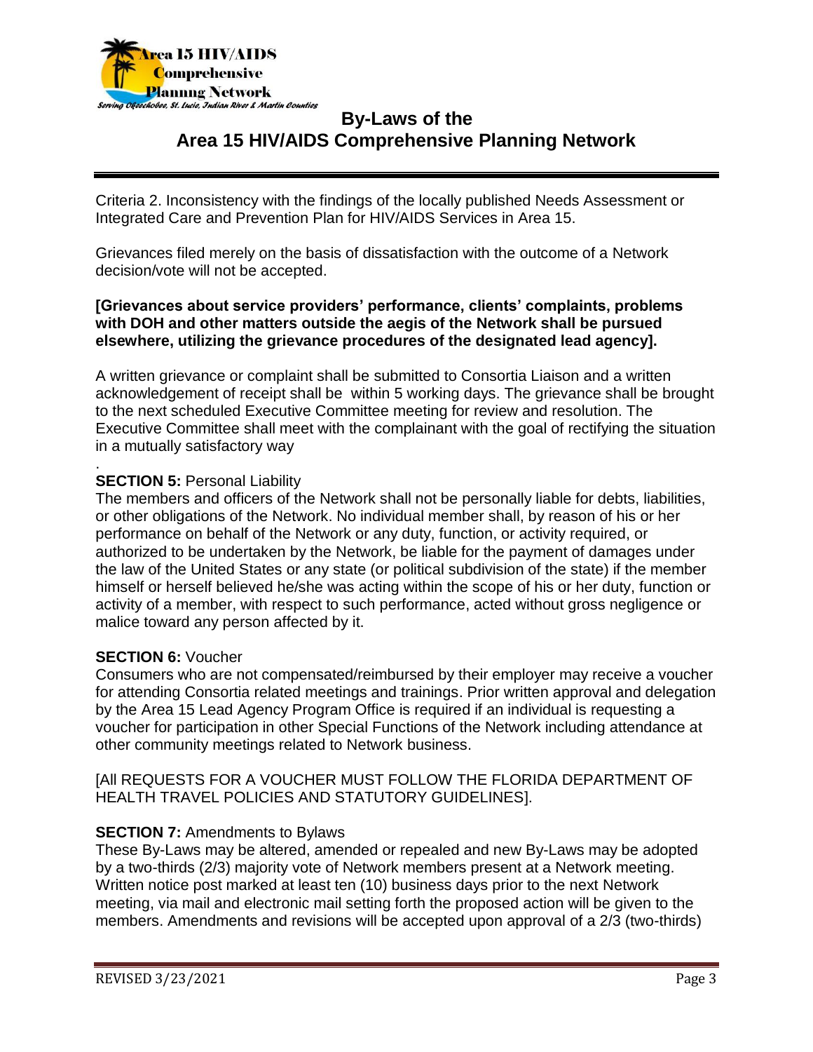Criteria 2. Inconsistency with the findings of the locally published Needs Assessment or Integrated Care and Prevention Plan for HIV/AIDS Services in Area 15.

Grievances filed merely on the basis of dissatisfaction with the outcome of a Network decision/vote will not be accepted.

**[Grievances about service providers' performance, clients' complaints, problems with DOH and other matters outside the aegis of the Network shall be pursued elsewhere, utilizing the grievance procedures of the designated lead agency].**

A written grievance or complaint shall be submitted to Consortia Liaison and a written acknowledgement of receipt shall be within 5 working days. The grievance shall be brought to the next scheduled Executive Committee meeting for review and resolution. The Executive Committee shall meet with the complainant with the goal of rectifying the situation in a mutually satisfactory way

.

**SECTION 5:** Personal Liability
The members and officers of the Network shall not be personally liable for debts, liabilities, or other obligations of the Network. No individual member shall, by reason of his or her performance on behalf of the Network or any duty, function, or activity required, or authorized to be undertaken by the Network, be liable for the payment of damages under the law of the United States or any state (or political subdivision of the state) if the member himself or herself believed he/she was acting within the scope of his or her duty, function or activity of a member, with respect to such performance, acted without gross negligence or malice toward any person affected by it.

**SECTION 6:** Voucher
Consumers who are not compensated/reimbursed by their employer may receive a voucher for attending Consortia related meetings and trainings. Prior written approval and delegation by the Area 15 Lead Agency Program Office is required if an individual is requesting a voucher for participation in other Special Functions of the Network including attendance at other community meetings related to Network business.

[All REQUESTS FOR A VOUCHER MUST FOLLOW THE FLORIDA DEPARTMENT OF HEALTH TRAVEL POLICIES AND STATUTORY GUIDELINES].

**SECTION 7:** Amendments to Bylaws
These By-Laws may be altered, amended or repealed and new By-Laws may be adopted by a two-thirds (2/3) majority vote of Network members present at a Network meeting. Written notice post marked at least ten (10) business days prior to the next Network meeting, via mail and electronic mail setting forth the proposed action will be given to the members. Amendments and revisions will be accepted upon approval of a 2/3 (two-thirds)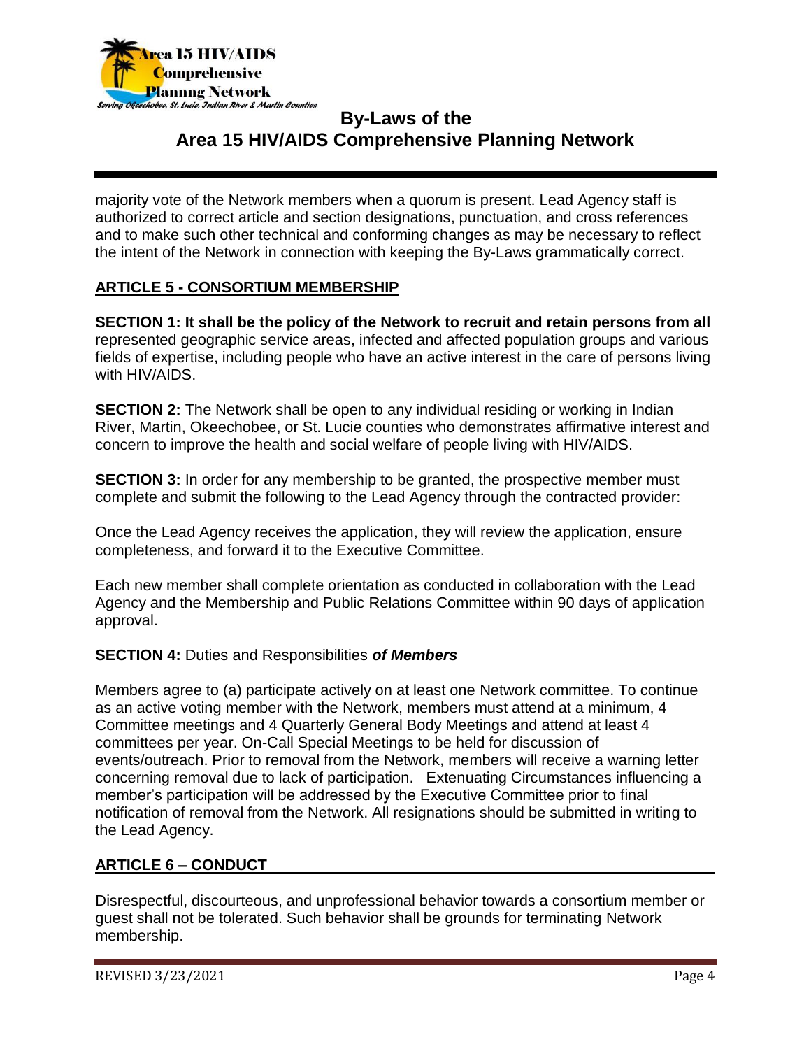majority vote of the Network members when a quorum is present. Lead Agency staff is authorized to correct article and section designations, punctuation, and cross references and to make such other technical and conforming changes as may be necessary to reflect the intent of the Network in connection with keeping the By-Laws grammatically correct.

## ARTICLE 5 - CONSORTIUM MEMBERSHIP

**SECTION 1: It shall be the policy of the Network to recruit and retain persons from all** represented geographic service areas, infected and affected population groups and various fields of expertise, including people who have an active interest in the care of persons living with HIV/AIDS.

**SECTION 2:** The Network shall be open to any individual residing or working in Indian River, Martin, Okeechobee, or St. Lucie counties who demonstrates affirmative interest and concern to improve the health and social welfare of people living with HIV/AIDS.

**SECTION 3:** In order for any membership to be granted, the prospective member must complete and submit the following to the Lead Agency through the contracted provider:

Once the Lead Agency receives the application, they will review the application, ensure completeness, and forward it to the Executive Committee.

Each new member shall complete orientation as conducted in collaboration with the Lead Agency and the Membership and Public Relations Committee within 90 days of application approval.

**SECTION 4:** Duties and Responsibilities ***of Members***

Members agree to (a) participate actively on at least one Network committee. To continue as an active voting member with the Network, members must attend at a minimum, 4 Committee meetings and 4 Quarterly General Body Meetings and attend at least 4 committees per year. On-Call Special Meetings to be held for discussion of events/outreach. Prior to removal from the Network, members will receive a warning letter concerning removal due to lack of participation. Extenuating Circumstances influencing a member's participation will be addressed by the Executive Committee prior to final notification of removal from the Network. All resignations should be submitted in writing to the Lead Agency.

## ARTICLE 6 – CONDUCT

Disrespectful, discourteous, and unprofessional behavior towards a consortium member or guest shall not be tolerated. Such behavior shall be grounds for terminating Network membership.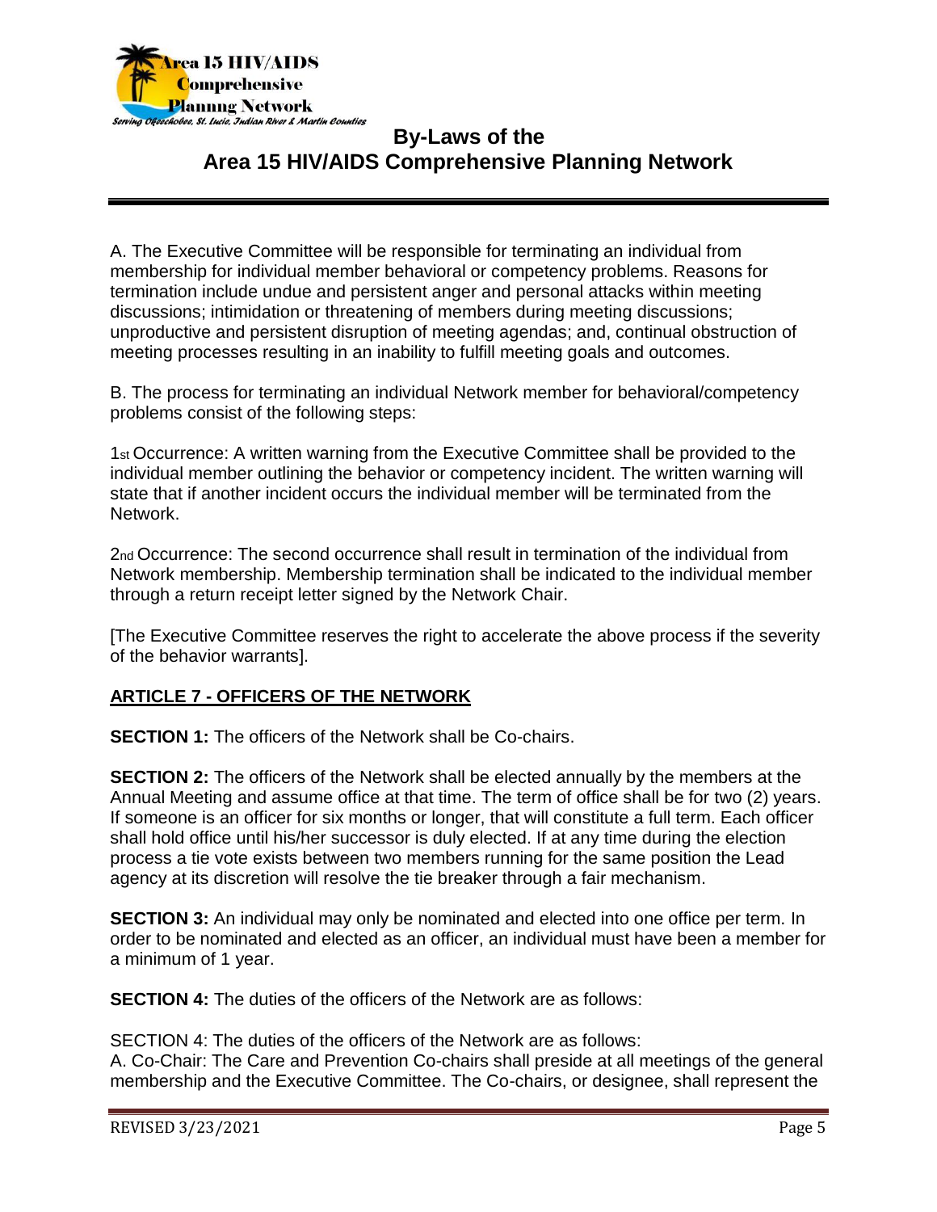A. The Executive Committee will be responsible for terminating an individual from membership for individual member behavioral or competency problems. Reasons for termination include undue and persistent anger and personal attacks within meeting discussions; intimidation or threatening of members during meeting discussions; unproductive and persistent disruption of meeting agendas; and, continual obstruction of meeting processes resulting in an inability to fulfill meeting goals and outcomes.

B. The process for terminating an individual Network member for behavioral/competency problems consist of the following steps:

1st Occurrence: A written warning from the Executive Committee shall be provided to the individual member outlining the behavior or competency incident. The written warning will state that if another incident occurs the individual member will be terminated from the Network.

2nd Occurrence: The second occurrence shall result in termination of the individual from Network membership. Membership termination shall be indicated to the individual member through a return receipt letter signed by the Network Chair.

[The Executive Committee reserves the right to accelerate the above process if the severity of the behavior warrants].

## ARTICLE 7 - OFFICERS OF THE NETWORK

**SECTION 1:** The officers of the Network shall be Co-chairs.

**SECTION 2:** The officers of the Network shall be elected annually by the members at the Annual Meeting and assume office at that time. The term of office shall be for two (2) years. If someone is an officer for six months or longer, that will constitute a full term. Each officer shall hold office until his/her successor is duly elected. If at any time during the election process a tie vote exists between two members running for the same position the Lead agency at its discretion will resolve the tie breaker through a fair mechanism.

**SECTION 3:** An individual may only be nominated and elected into one office per term. In order to be nominated and elected as an officer, an individual must have been a member for a minimum of 1 year.

**SECTION 4:** The duties of the officers of the Network are as follows:

SECTION 4: The duties of the officers of the Network are as follows:
A. Co-Chair: The Care and Prevention Co-chairs shall preside at all meetings of the general membership and the Executive Committee. The Co-chairs, or designee, shall represent the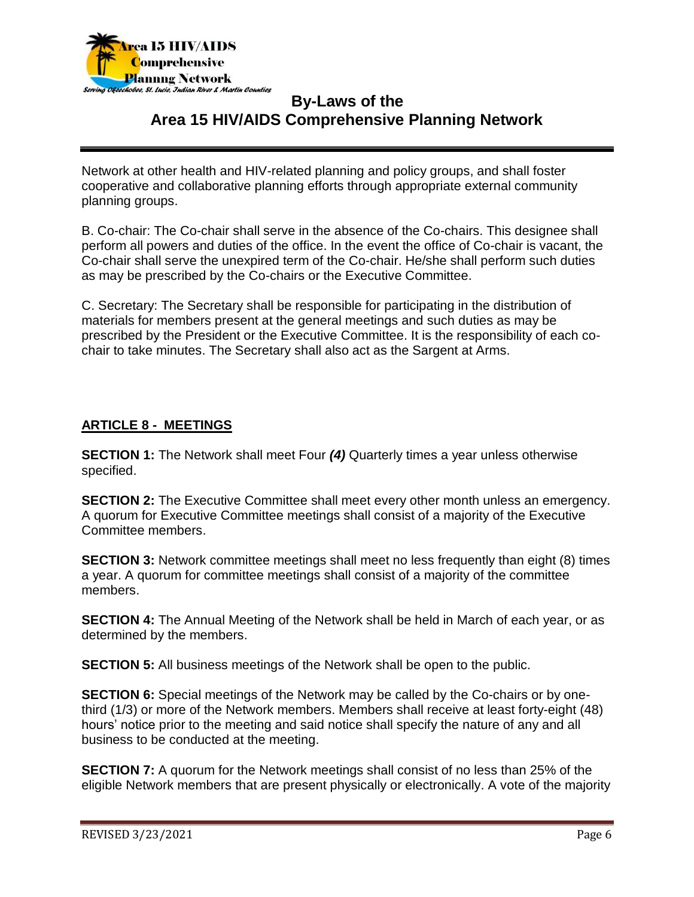Network at other health and HIV-related planning and policy groups, and shall foster cooperative and collaborative planning efforts through appropriate external community planning groups.

B. Co-chair: The Co-chair shall serve in the absence of the Co-chairs. This designee shall perform all powers and duties of the office. In the event the office of Co-chair is vacant, the Co-chair shall serve the unexpired term of the Co-chair. He/she shall perform such duties as may be prescribed by the Co-chairs or the Executive Committee.

C. Secretary: The Secretary shall be responsible for participating in the distribution of materials for members present at the general meetings and such duties as may be prescribed by the President or the Executive Committee. It is the responsibility of each co-chair to take minutes. The Secretary shall also act as the Sargent at Arms.

## ARTICLE 8 - MEETINGS

**SECTION 1:** The Network shall meet Four ***(4)*** Quarterly times a year unless otherwise specified.

**SECTION 2:** The Executive Committee shall meet every other month unless an emergency. A quorum for Executive Committee meetings shall consist of a majority of the Executive Committee members.

**SECTION 3:** Network committee meetings shall meet no less frequently than eight (8) times a year. A quorum for committee meetings shall consist of a majority of the committee members.

**SECTION 4:** The Annual Meeting of the Network shall be held in March of each year, or as determined by the members.

**SECTION 5:** All business meetings of the Network shall be open to the public.

**SECTION 6:** Special meetings of the Network may be called by the Co-chairs or by one-third (1/3) or more of the Network members. Members shall receive at least forty-eight (48) hours' notice prior to the meeting and said notice shall specify the nature of any and all business to be conducted at the meeting.

**SECTION 7:** A quorum for the Network meetings shall consist of no less than 25% of the eligible Network members that are present physically or electronically. A vote of the majority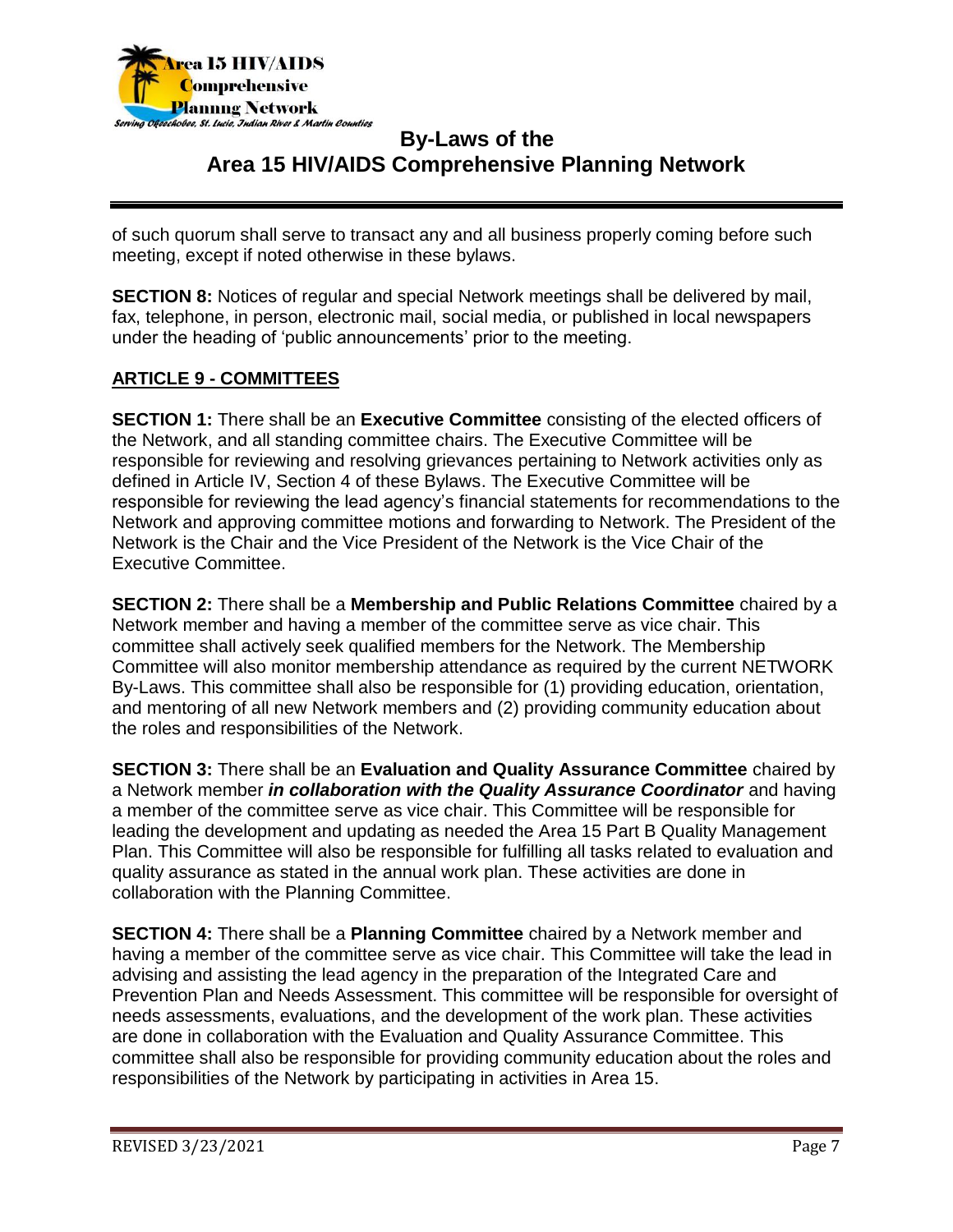of such quorum shall serve to transact any and all business properly coming before such meeting, except if noted otherwise in these bylaws.

**SECTION 8:** Notices of regular and special Network meetings shall be delivered by mail, fax, telephone, in person, electronic mail, social media, or published in local newspapers under the heading of 'public announcements' prior to the meeting.

## ARTICLE 9 - COMMITTEES

**SECTION 1:** There shall be an **Executive Committee** consisting of the elected officers of the Network, and all standing committee chairs. The Executive Committee will be responsible for reviewing and resolving grievances pertaining to Network activities only as defined in Article IV, Section 4 of these Bylaws. The Executive Committee will be responsible for reviewing the lead agency's financial statements for recommendations to the Network and approving committee motions and forwarding to Network. The President of the Network is the Chair and the Vice President of the Network is the Vice Chair of the Executive Committee.

**SECTION 2:** There shall be a **Membership and Public Relations Committee** chaired by a Network member and having a member of the committee serve as vice chair. This committee shall actively seek qualified members for the Network. The Membership Committee will also monitor membership attendance as required by the current NETWORK By-Laws. This committee shall also be responsible for (1) providing education, orientation, and mentoring of all new Network members and (2) providing community education about the roles and responsibilities of the Network.

**SECTION 3:** There shall be an **Evaluation and Quality Assurance Committee** chaired by a Network member ***in collaboration with the Quality Assurance Coordinator*** and having a member of the committee serve as vice chair. This Committee will be responsible for leading the development and updating as needed the Area 15 Part B Quality Management Plan. This Committee will also be responsible for fulfilling all tasks related to evaluation and quality assurance as stated in the annual work plan. These activities are done in collaboration with the Planning Committee.

**SECTION 4:** There shall be a **Planning Committee** chaired by a Network member and having a member of the committee serve as vice chair. This Committee will take the lead in advising and assisting the lead agency in the preparation of the Integrated Care and Prevention Plan and Needs Assessment. This committee will be responsible for oversight of needs assessments, evaluations, and the development of the work plan. These activities are done in collaboration with the Evaluation and Quality Assurance Committee. This committee shall also be responsible for providing community education about the roles and responsibilities of the Network by participating in activities in Area 15.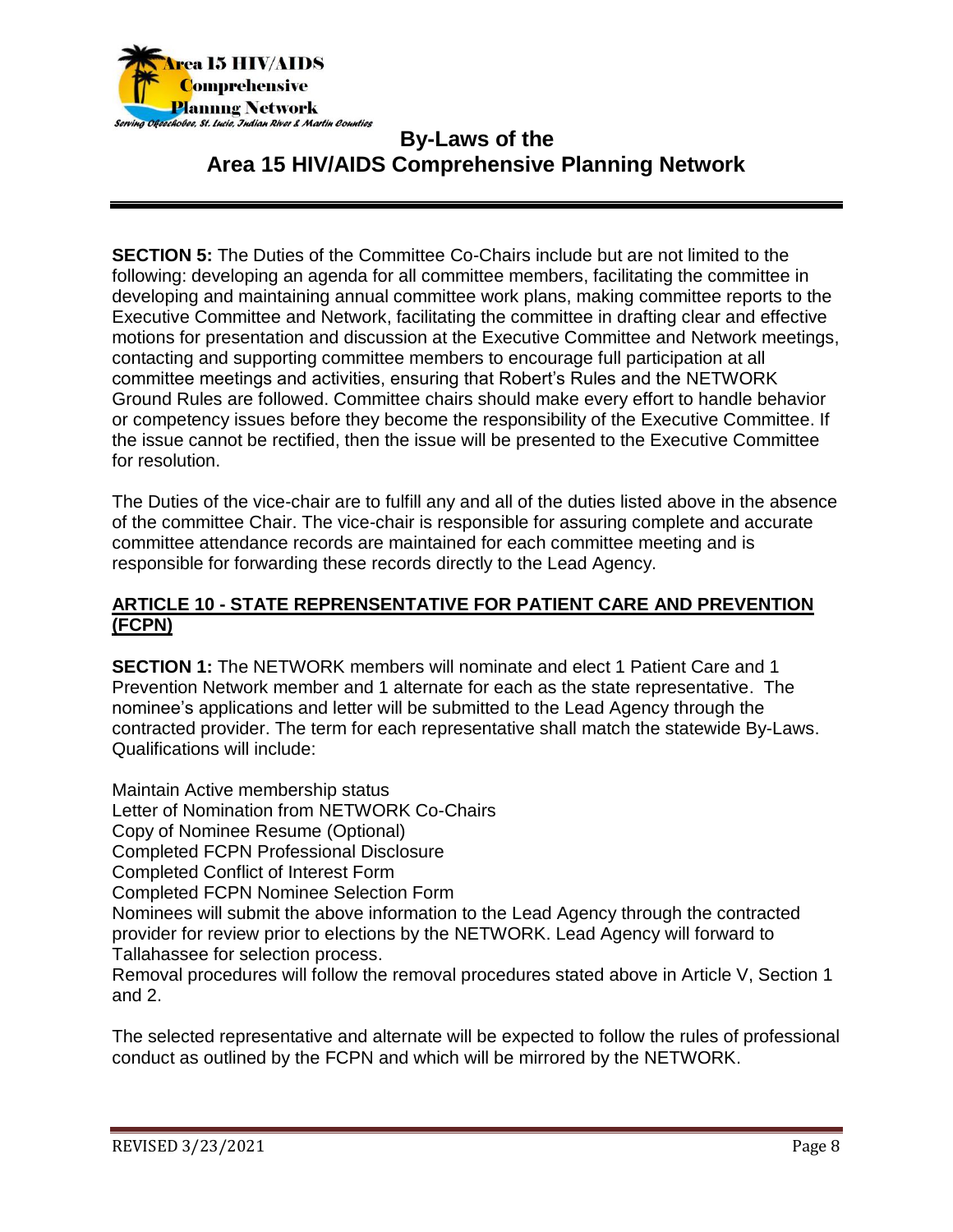**SECTION 5:** The Duties of the Committee Co-Chairs include but are not limited to the following: developing an agenda for all committee members, facilitating the committee in developing and maintaining annual committee work plans, making committee reports to the Executive Committee and Network, facilitating the committee in drafting clear and effective motions for presentation and discussion at the Executive Committee and Network meetings, contacting and supporting committee members to encourage full participation at all committee meetings and activities, ensuring that Robert's Rules and the NETWORK Ground Rules are followed. Committee chairs should make every effort to handle behavior or competency issues before they become the responsibility of the Executive Committee. If the issue cannot be rectified, then the issue will be presented to the Executive Committee for resolution.

The Duties of the vice-chair are to fulfill any and all of the duties listed above in the absence of the committee Chair. The vice-chair is responsible for assuring complete and accurate committee attendance records are maintained for each committee meeting and is responsible for forwarding these records directly to the Lead Agency.

## ARTICLE 10 - STATE REPRENSENTATIVE FOR PATIENT CARE AND PREVENTION (FCPN)

**SECTION 1:** The NETWORK members will nominate and elect 1 Patient Care and 1 Prevention Network member and 1 alternate for each as the state representative. The nominee's applications and letter will be submitted to the Lead Agency through the contracted provider. The term for each representative shall match the statewide By-Laws. Qualifications will include:

Maintain Active membership status
Letter of Nomination from NETWORK Co-Chairs
Copy of Nominee Resume (Optional)
Completed FCPN Professional Disclosure
Completed Conflict of Interest Form
Completed FCPN Nominee Selection Form
Nominees will submit the above information to the Lead Agency through the contracted provider for review prior to elections by the NETWORK. Lead Agency will forward to Tallahassee for selection process.
Removal procedures will follow the removal procedures stated above in Article V, Section 1 and 2.

The selected representative and alternate will be expected to follow the rules of professional conduct as outlined by the FCPN and which will be mirrored by the NETWORK.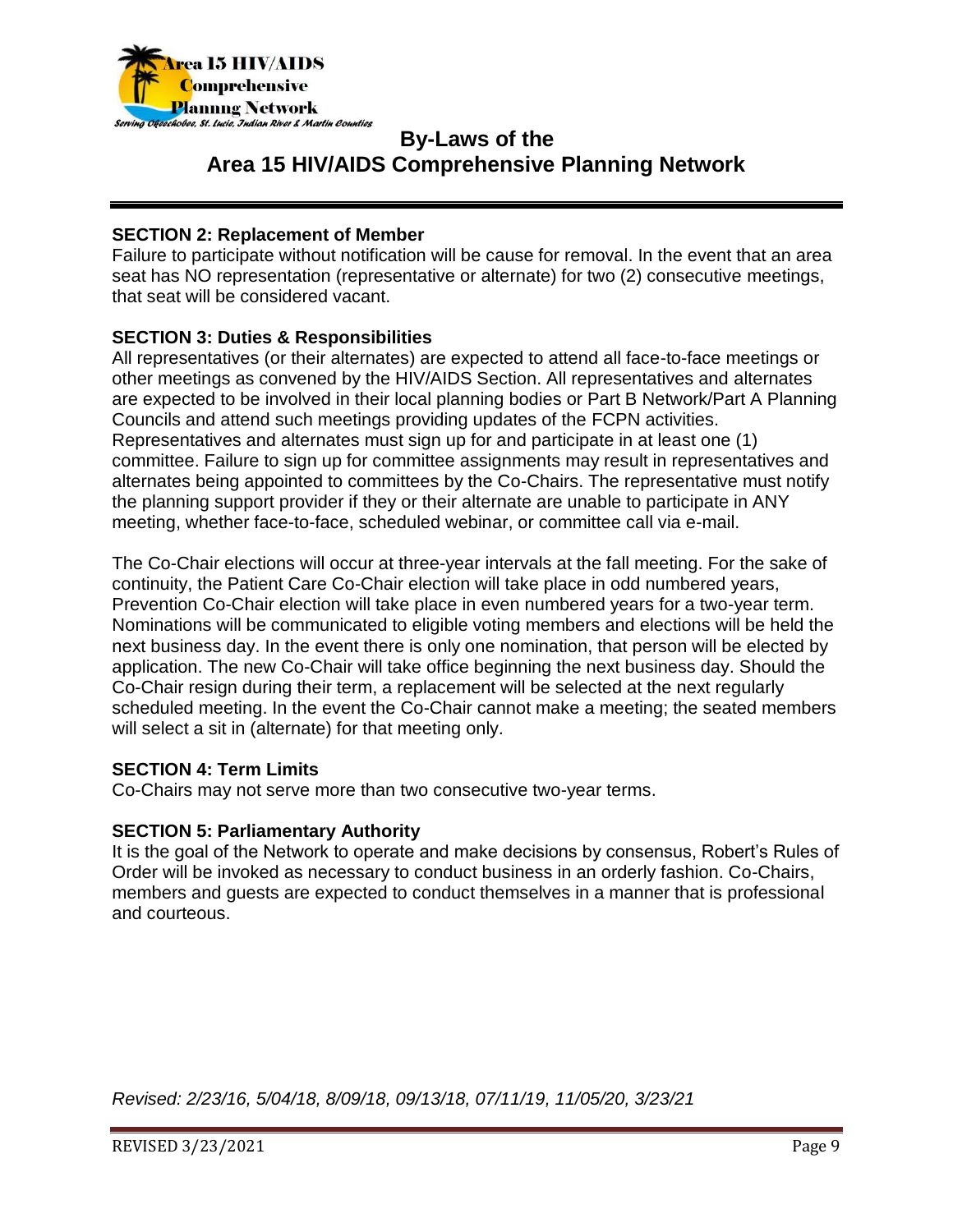## SECTION 2: Replacement of Member

Failure to participate without notification will be cause for removal. In the event that an area seat has NO representation (representative or alternate) for two (2) consecutive meetings, that seat will be considered vacant.

## SECTION 3: Duties & Responsibilities

All representatives (or their alternates) are expected to attend all face-to-face meetings or other meetings as convened by the HIV/AIDS Section. All representatives and alternates are expected to be involved in their local planning bodies or Part B Network/Part A Planning Councils and attend such meetings providing updates of the FCPN activities. Representatives and alternates must sign up for and participate in at least one (1) committee. Failure to sign up for committee assignments may result in representatives and alternates being appointed to committees by the Co-Chairs. The representative must notify the planning support provider if they or their alternate are unable to participate in ANY meeting, whether face-to-face, scheduled webinar, or committee call via e-mail.

The Co-Chair elections will occur at three-year intervals at the fall meeting. For the sake of continuity, the Patient Care Co-Chair election will take place in odd numbered years, Prevention Co-Chair election will take place in even numbered years for a two-year term. Nominations will be communicated to eligible voting members and elections will be held the next business day. In the event there is only one nomination, that person will be elected by application. The new Co-Chair will take office beginning the next business day. Should the Co-Chair resign during their term, a replacement will be selected at the next regularly scheduled meeting. In the event the Co-Chair cannot make a meeting; the seated members will select a sit in (alternate) for that meeting only.

## SECTION 4: Term Limits

Co-Chairs may not serve more than two consecutive two-year terms.

## SECTION 5: Parliamentary Authority

It is the goal of the Network to operate and make decisions by consensus, Robert's Rules of Order will be invoked as necessary to conduct business in an orderly fashion. Co-Chairs, members and guests are expected to conduct themselves in a manner that is professional and courteous.

*Revised: 2/23/16, 5/04/18, 8/09/18, 09/13/18, 07/11/19, 11/05/20, 3/23/21*